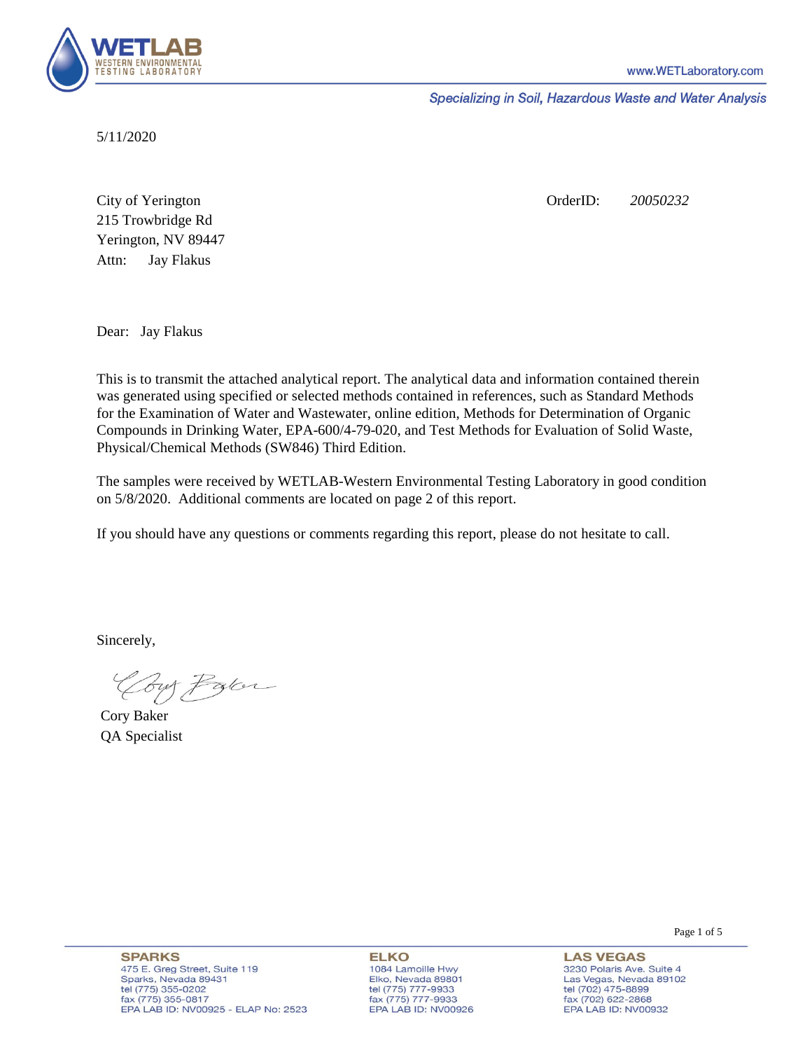5/11/2020

City of Yerington
215 Trowbridge Rd
Yerington, NV 89447
Attn: Jay Flakus

OrderID: *20050232*

Dear: Jay Flakus

This is to transmit the attached analytical report. The analytical data and information contained therein was generated using specified or selected methods contained in references, such as Standard Methods for the Examination of Water and Wastewater, online edition, Methods for Determination of Organic Compounds in Drinking Water, EPA-600/4-79-020, and Test Methods for Evaluation of Solid Waste, Physical/Chemical Methods (SW846) Third Edition.

The samples were received by WETLAB-Western Environmental Testing Laboratory in good condition on 5/8/2020. Additional comments are located on page 2 of this report.

If you should have any questions or comments regarding this report, please do not hesitate to call.

Sincerely,

Cory Baker
QA Specialist

**SPARKS**
475 E. Greg Street, Suite 119
Sparks, Nevada 89431
tel (775) 355-0202
fax (775) 355-0817
EPA LAB ID: NV00925 - ELAP No: 2523

**ELKO**
1084 Lamoille Hwy
Elko, Nevada 89801
tel (775) 777-9933
fax (775) 777-9933
EPA LAB ID: NV00926

**LAS VEGAS**
3230 Polaris Ave. Suite 4
Las Vegas, Nevada 89102
tel (702) 475-8899
fax (702) 622-2868
EPA LAB ID: NV00932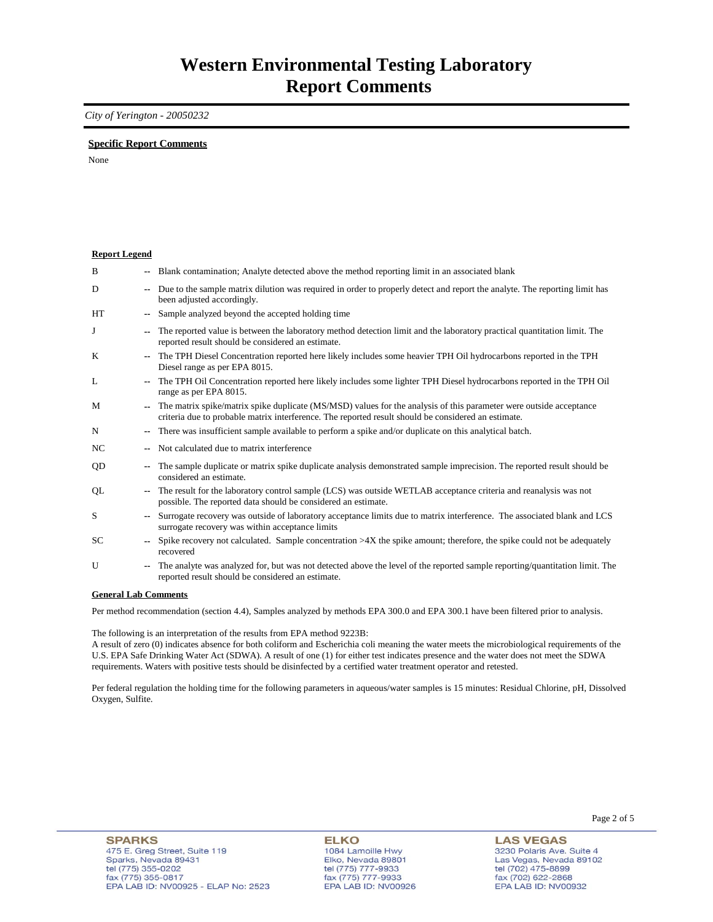# Western Environmental Testing Laboratory
# Report Comments

*City of Yerington - 20050232*

**Specific Report Comments**

None

**Report Legend**

| | | |
|---|---|---|
| B | -- | Blank contamination; Analyte detected above the method reporting limit in an associated blank |
| D | -- | Due to the sample matrix dilution was required in order to properly detect and report the analyte. The reporting limit has been adjusted accordingly. |
| HT | -- | Sample analyzed beyond the accepted holding time |
| J | -- | The reported value is between the laboratory method detection limit and the laboratory practical quantitation limit. The reported result should be considered an estimate. |
| K | -- | The TPH Diesel Concentration reported here likely includes some heavier TPH Oil hydrocarbons reported in the TPH Diesel range as per EPA 8015. |
| L | -- | The TPH Oil Concentration reported here likely includes some lighter TPH Diesel hydrocarbons reported in the TPH Oil range as per EPA 8015. |
| M | -- | The matrix spike/matrix spike duplicate (MS/MSD) values for the analysis of this parameter were outside acceptance criteria due to probable matrix interference. The reported result should be considered an estimate. |
| N | -- | There was insufficient sample available to perform a spike and/or duplicate on this analytical batch. |
| NC | -- | Not calculated due to matrix interference |
| QD | -- | The sample duplicate or matrix spike duplicate analysis demonstrated sample imprecision. The reported result should be considered an estimate. |
| QL | -- | The result for the laboratory control sample (LCS) was outside WETLAB acceptance criteria and reanalysis was not possible. The reported data should be considered an estimate. |
| S | -- | Surrogate recovery was outside of laboratory acceptance limits due to matrix interference. The associated blank and LCS surrogate recovery was within acceptance limits |
| SC | -- | Spike recovery not calculated. Sample concentration >4X the spike amount; therefore, the spike could not be adequately recovered |
| U | -- | The analyte was analyzed for, but was not detected above the level of the reported sample reporting/quantitation limit. The reported result should be considered an estimate. |

**General Lab Comments**

Per method recommendation (section 4.4), Samples analyzed by methods EPA 300.0 and EPA 300.1 have been filtered prior to analysis.

The following is an interpretation of the results from EPA method 9223B:
A result of zero (0) indicates absence for both coliform and Escherichia coli meaning the water meets the microbiological requirements of the U.S. EPA Safe Drinking Water Act (SDWA). A result of one (1) for either test indicates presence and the water does not meet the SDWA requirements. Waters with positive tests should be disinfected by a certified water treatment operator and retested.

Per federal regulation the holding time for the following parameters in aqueous/water samples is 15 minutes: Residual Chlorine, pH, Dissolved Oxygen, Sulfite.

**SPARKS**
475 E. Greg Street, Suite 119
Sparks, Nevada 89431
tel (775) 355-0202
fax (775) 355-0817
EPA LAB ID: NV00925 - ELAP No: 2523

**ELKO**
1084 Lamoille Hwy
Elko, Nevada 89801
tel (775) 777-9933
fax (775) 777-9933
EPA LAB ID: NV00926

**LAS VEGAS**
3230 Polaris Ave. Suite 4
Las Vegas, Nevada 89102
tel (702) 475-8899
fax (702) 622-2868
EPA LAB ID: NV00932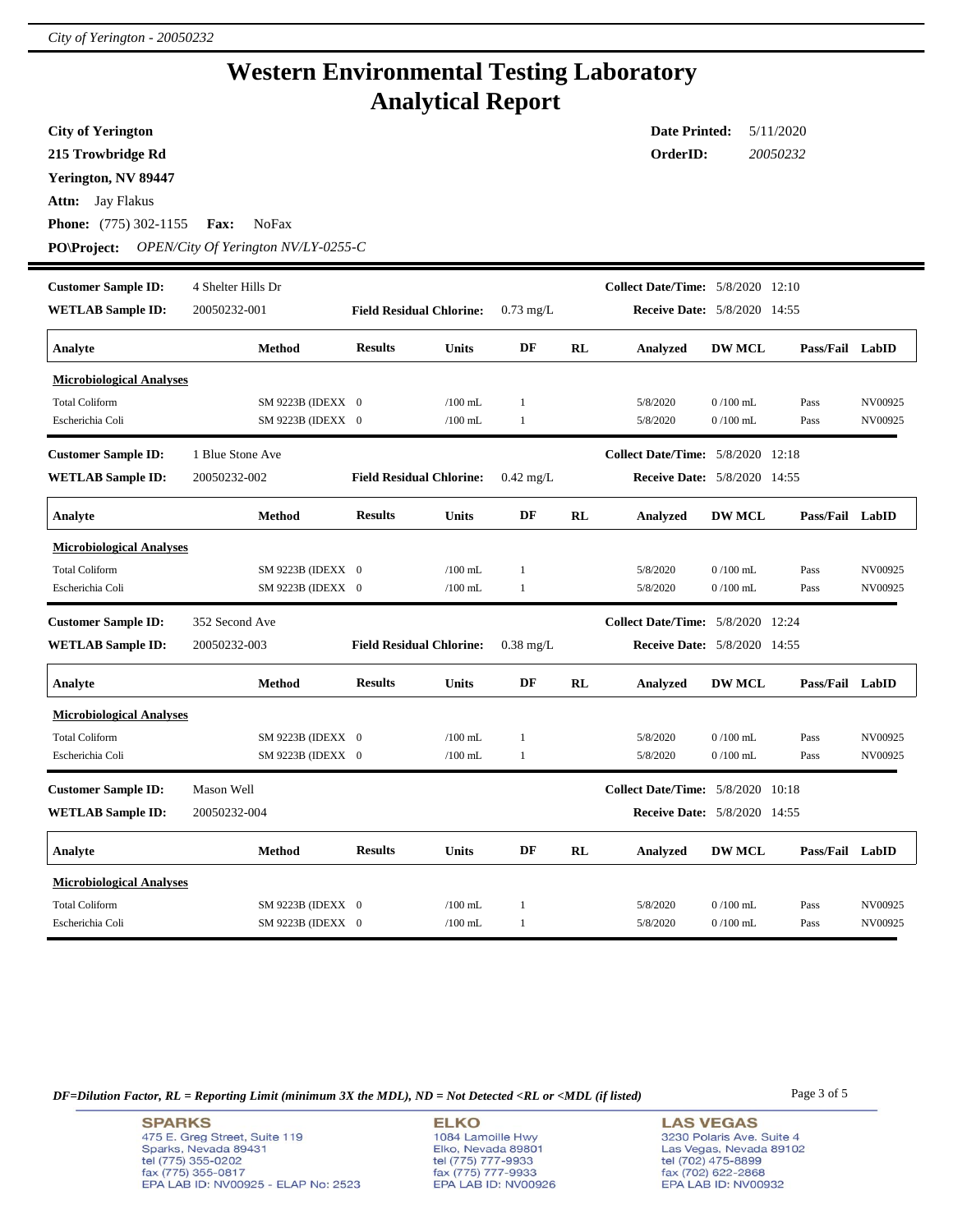# Western Environmental Testing Laboratory
# Analytical Report

**City of Yerington**
**215 Trowbridge Rd**
**Yerington, NV 89447**
**Attn:** Jay Flakus
**Phone:** (775) 302-1155 **Fax:** NoFax
**PO\Project:** *OPEN/City Of Yerington NV/LY-0255-C*

**Date Printed:** 5/11/2020
**OrderID:** *20050232*

---

**Customer Sample ID:** 4 Shelter Hills Dr
**WETLAB Sample ID:** 20050232-001
**Field Residual Chlorine:** 0.73 mg/L
**Collect Date/Time:** 5/8/2020 12:10
**Receive Date:** 5/8/2020 14:55

| Analyte | Method | Results | Units | DF | RL | Analyzed | DW MCL | Pass/Fail | LabID |
|---|---|---|---|---|---|---|---|---|---|
| **Microbiological Analyses** | | | | | | | | | |
| Total Coliform | SM 9223B (IDEXX | 0 | /100 mL | 1 | | 5/8/2020 | 0 /100 mL | Pass | NV00925 |
| Escherichia Coli | SM 9223B (IDEXX | 0 | /100 mL | 1 | | 5/8/2020 | 0 /100 mL | Pass | NV00925 |

**Customer Sample ID:** 1 Blue Stone Ave
**WETLAB Sample ID:** 20050232-002
**Field Residual Chlorine:** 0.42 mg/L
**Collect Date/Time:** 5/8/2020 12:18
**Receive Date:** 5/8/2020 14:55

| Analyte | Method | Results | Units | DF | RL | Analyzed | DW MCL | Pass/Fail | LabID |
|---|---|---|---|---|---|---|---|---|---|
| **Microbiological Analyses** | | | | | | | | | |
| Total Coliform | SM 9223B (IDEXX | 0 | /100 mL | 1 | | 5/8/2020 | 0 /100 mL | Pass | NV00925 |
| Escherichia Coli | SM 9223B (IDEXX | 0 | /100 mL | 1 | | 5/8/2020 | 0 /100 mL | Pass | NV00925 |

**Customer Sample ID:** 352 Second Ave
**WETLAB Sample ID:** 20050232-003
**Field Residual Chlorine:** 0.38 mg/L
**Collect Date/Time:** 5/8/2020 12:24
**Receive Date:** 5/8/2020 14:55

| Analyte | Method | Results | Units | DF | RL | Analyzed | DW MCL | Pass/Fail | LabID |
|---|---|---|---|---|---|---|---|---|---|
| **Microbiological Analyses** | | | | | | | | | |
| Total Coliform | SM 9223B (IDEXX | 0 | /100 mL | 1 | | 5/8/2020 | 0 /100 mL | Pass | NV00925 |
| Escherichia Coli | SM 9223B (IDEXX | 0 | /100 mL | 1 | | 5/8/2020 | 0 /100 mL | Pass | NV00925 |

**Customer Sample ID:** Mason Well
**WETLAB Sample ID:** 20050232-004
**Collect Date/Time:** 5/8/2020 10:18
**Receive Date:** 5/8/2020 14:55

| Analyte | Method | Results | Units | DF | RL | Analyzed | DW MCL | Pass/Fail | LabID |
|---|---|---|---|---|---|---|---|---|---|
| **Microbiological Analyses** | | | | | | | | | |
| Total Coliform | SM 9223B (IDEXX | 0 | /100 mL | 1 | | 5/8/2020 | 0 /100 mL | Pass | NV00925 |
| Escherichia Coli | SM 9223B (IDEXX | 0 | /100 mL | 1 | | 5/8/2020 | 0 /100 mL | Pass | NV00925 |

*DF=Dilution Factor, RL = Reporting Limit (minimum 3X the MDL), ND = Not Detected <RL or <MDL (if listed)*

**SPARKS**
475 E. Greg Street, Suite 119
Sparks, Nevada 89431
tel (775) 355-0202
fax (775) 355-0817
EPA LAB ID: NV00925 - ELAP No: 2523

**ELKO**
1084 Lamoille Hwy
Elko, Nevada 89801
tel (775) 777-9933
fax (775) 777-9933
EPA LAB ID: NV00926

**LAS VEGAS**
3230 Polaris Ave. Suite 4
Las Vegas, Nevada 89102
tel (702) 475-8899
fax (702) 622-2868
EPA LAB ID: NV00932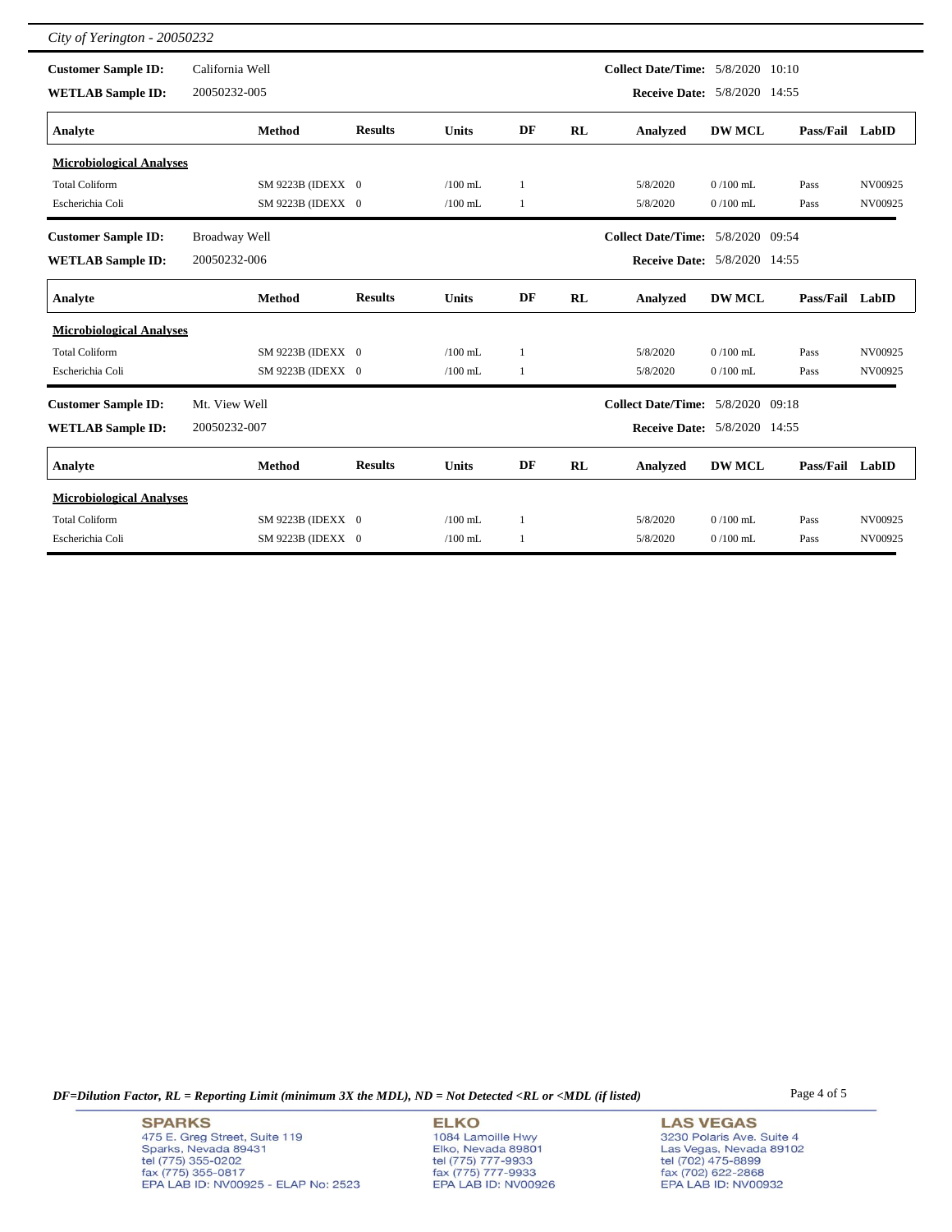**Customer Sample ID:** California Well  **Collect Date/Time:** 5/8/2020 10:10

**WETLAB Sample ID:** 20050232-005  **Receive Date:** 5/8/2020 14:55

| Analyte | Method | Results | Units | DF | RL | Analyzed | DW MCL | Pass/Fail | LabID |
|---|---|---|---|---|---|---|---|---|---|
| **Microbiological Analyses** | | | | | | | | | |
| Total Coliform | SM 9223B (IDEXX | 0 | /100 mL | 1 | | 5/8/2020 | 0 /100 mL | Pass | NV00925 |
| Escherichia Coli | SM 9223B (IDEXX | 0 | /100 mL | 1 | | 5/8/2020 | 0 /100 mL | Pass | NV00925 |

**Customer Sample ID:** Broadway Well  **Collect Date/Time:** 5/8/2020 09:54

**WETLAB Sample ID:** 20050232-006  **Receive Date:** 5/8/2020 14:55

| Analyte | Method | Results | Units | DF | RL | Analyzed | DW MCL | Pass/Fail | LabID |
|---|---|---|---|---|---|---|---|---|---|
| **Microbiological Analyses** | | | | | | | | | |
| Total Coliform | SM 9223B (IDEXX | 0 | /100 mL | 1 | | 5/8/2020 | 0 /100 mL | Pass | NV00925 |
| Escherichia Coli | SM 9223B (IDEXX | 0 | /100 mL | 1 | | 5/8/2020 | 0 /100 mL | Pass | NV00925 |

**Customer Sample ID:** Mt. View Well  **Collect Date/Time:** 5/8/2020 09:18

**WETLAB Sample ID:** 20050232-007  **Receive Date:** 5/8/2020 14:55

| Analyte | Method | Results | Units | DF | RL | Analyzed | DW MCL | Pass/Fail | LabID |
|---|---|---|---|---|---|---|---|---|---|
| **Microbiological Analyses** | | | | | | | | | |
| Total Coliform | SM 9223B (IDEXX | 0 | /100 mL | 1 | | 5/8/2020 | 0 /100 mL | Pass | NV00925 |
| Escherichia Coli | SM 9223B (IDEXX | 0 | /100 mL | 1 | | 5/8/2020 | 0 /100 mL | Pass | NV00925 |

*DF=Dilution Factor, RL = Reporting Limit (minimum 3X the MDL), ND = Not Detected <RL or <MDL (if listed)*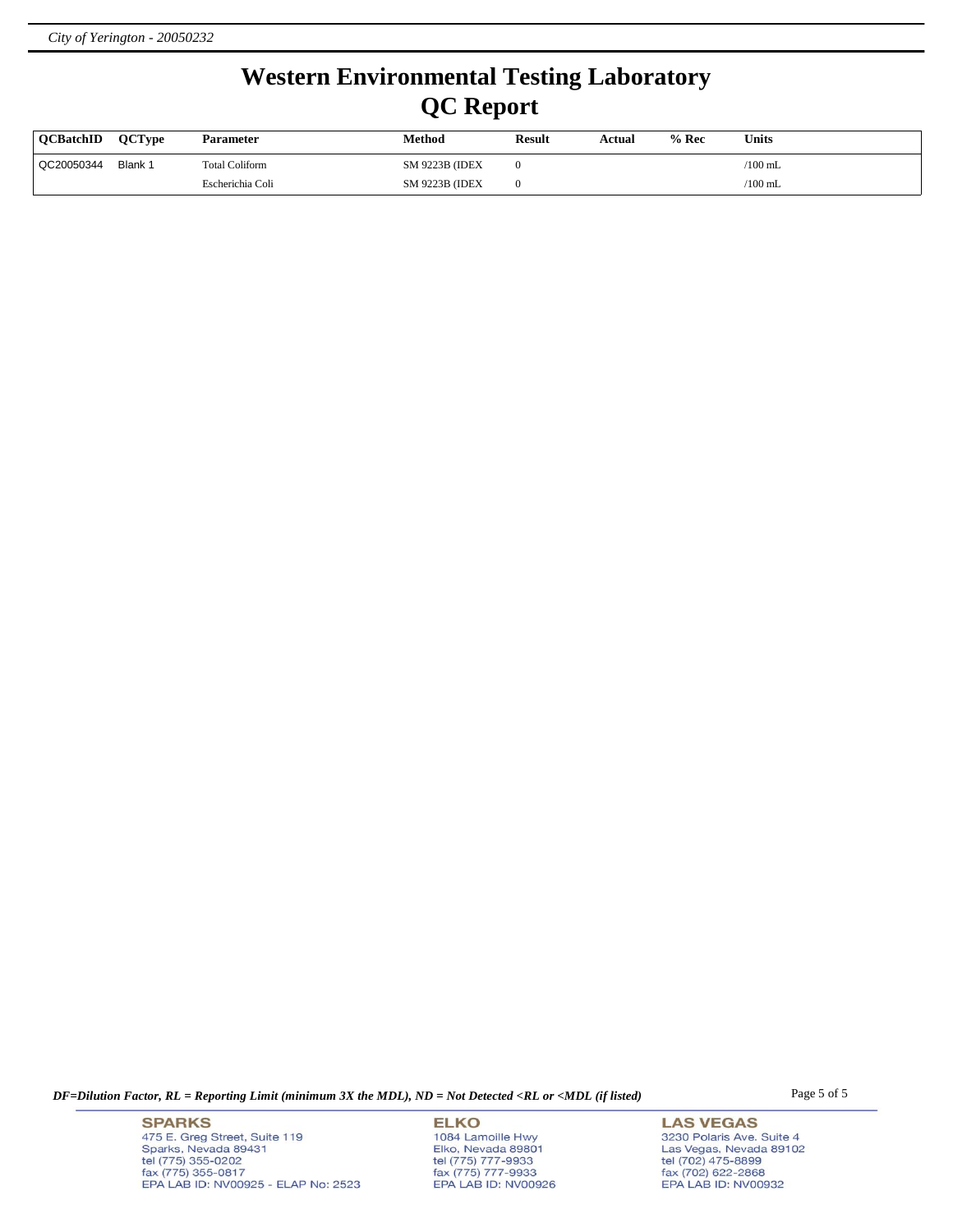# Western Environmental Testing Laboratory
# QC Report

| QCBatchID | QCType | Parameter | Method | Result | Actual | % Rec | Units |
|---|---|---|---|---|---|---|---|
| QC20050344 | Blank 1 | Total Coliform | SM 9223B (IDEX | 0 | | | /100 mL |
| | | Escherichia Coli | SM 9223B (IDEX | 0 | | | /100 mL |

*DF=Dilution Factor, RL = Reporting Limit (minimum 3X the MDL), ND = Not Detected <RL or <MDL (if listed)*

**SPARKS**
475 E. Greg Street, Suite 119
Sparks, Nevada 89431
tel (775) 355-0202
fax (775) 355-0817
EPA LAB ID: NV00925 - ELAP No: 2523

**ELKO**
1084 Lamoille Hwy
Elko, Nevada 89801
tel (775) 777-9933
fax (775) 777-9933
EPA LAB ID: NV00926

**LAS VEGAS**
3230 Polaris Ave. Suite 4
Las Vegas, Nevada 89102
tel (702) 475-8899
fax (702) 622-2868
EPA LAB ID: NV00932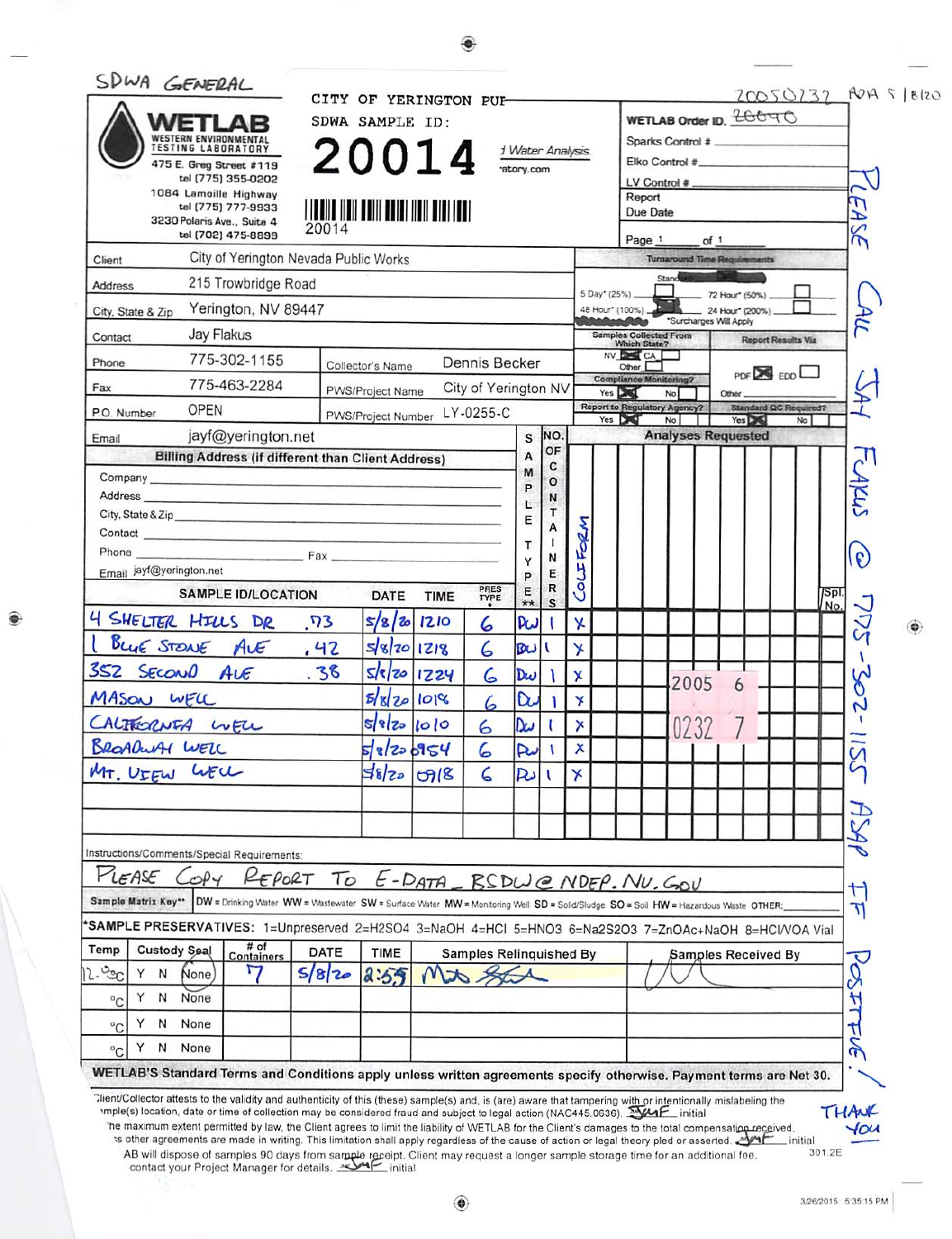SDWA GENERAL

**WETLAB** WESTERN ENVIRONMENTAL TESTING LABORATORY

475 E. Greg Street #119
tel (775) 355-0202
1084 Lamoille Highway
tel (775) 777-9933
3230 Polaris Ave., Suite 4
tel (702) 475-8899

CITY OF YERINGTON PUF
SDWA SAMPLE ID:

# 20014

20014

Drinking Water Analysis
...atory.com

20050232 ADA 5/8/20

WETLAB Order ID. 20040
Sparks Control #
Elko Control #
LV Control #
Report Due Date
Page 1 of 1

| | |
|---|---|
| Client | City of Yerington Nevada Public Works |
| Address | 215 Trowbridge Road |
| City, State & Zip | Yerington, NV 89447 |
| Contact | Jay Flakus |
| Phone | 775-302-1155 |
| Fax | 775-463-2284 |
| P.O. Number | OPEN |
| Email | jayf@yerington.net |

Collector's Name: Dennis Becker
PWS/Project Name: City of Yerington NV
PWS/Project Number: LY-0255-C

Turnaround Time Requirements: Standard [X]; 5 Day* (25%); 72 Hour* (50%); 48 Hour* (100%); 24 Hour* (200%); *Surcharges Will Apply

Samples Collected From Which State? NV [X] CA [ ] Other
Report Results Via: PDF [X] EDD [ ] Other
Compliance Monitoring? Yes [X] No
Report to Regulatory Agency? Yes [X] No
Standard QC Required? Yes [X] No

Billing Address (if different than Client Address)
Company
Address
City, State & Zip
Contact
Phone / Fax
Email jayf@yerington.net

Analyses Requested: COLIFORM

| SAMPLE ID/LOCATION | | DATE | TIME | PRES TYPE* | SAMPLE TYPE** | NO. OF CONTAINERS | COLIFORM |
|---|---|---|---|---|---|---|---|
| 4 SHELTER HILLS DR | .73 | 5/8/20 | 1210 | 6 | DW | 1 | X |
| 1 BLUE STONE AVE | .42 | 5/8/20 | 1218 | 6 | DW | 1 | X |
| 352 SECOND AVE | .38 | 5/8/20 | 1224 | 6 | DW | 1 | X |
| MASON WELL | | 5/8/20 | 1018 | 6 | DW | 1 | X |
| CALIFORNIA WELL | | 5/8/20 | 1010 | 6 | DW | 1 | X |
| BROADWAY WELL | | 5/8/20 | 0954 | 6 | DW | 1 | X |
| MT. VIEW WELL | | 5/8/20 | 0918 | 6 | DW | 1 | X |

2005 6
0232 7

Instructions/Comments/Special Requirements:
PLEASE COPY REPORT TO E-DATA_BSDW@NDEP.NV.GOV

Sample Matrix Key** DW = Drinking Water WW = Wastewater SW = Surface Water MW = Monitoring Well SD = Solid/Sludge SO = Soil HW = Hazardous Waste OTHER:

*SAMPLE PRESERVATIVES: 1=Unpreserved 2=H2SO4 3=NaOH 4=HCl 5=HNO3 6=Na2S2O3 7=ZnOAc+NaOH 8=HCl/VOA Vial

| Temp | Custody Seal | # of Containers | DATE | TIME | Samples Relinquished By | Samples Received By |
|---|---|---|---|---|---|---|
| 12.4°C | Y N (None) | 7 | 5/8/20 | 2:55 | [signature] | [signature] |
| °C | Y N None | | | | | |
| °C | Y N None | | | | | |
| °C | Y N None | | | | | |

**WETLAB'S Standard Terms and Conditions apply unless written agreements specify otherwise. Payment terms are Net 30.**

Client/Collector attests to the validity and authenticity of this (these) sample(s) and, is (are) aware that tampering with or intentionally mislabeling the sample(s) location, date or time of collection may be considered fraud and subject to legal action (NAC445.0636). SMF initial
To the maximum extent permitted by law, the Client agrees to limit the liability of WETLAB for the Client's damages to the total compensation received, unless other agreements are made in writing. This limitation shall apply regardless of the cause of action or legal theory pled or asserted. SMF initial
WETLAB will dispose of samples 90 days from sample receipt. Client may request a longer sample storage time for an additional fee. Please contact your Project Manager for details. SMF initial

301.2E

PLEASE CALL JAY FLAKUS @ 775-302-1155 ASAP IF POSITIVE! THANK YOU